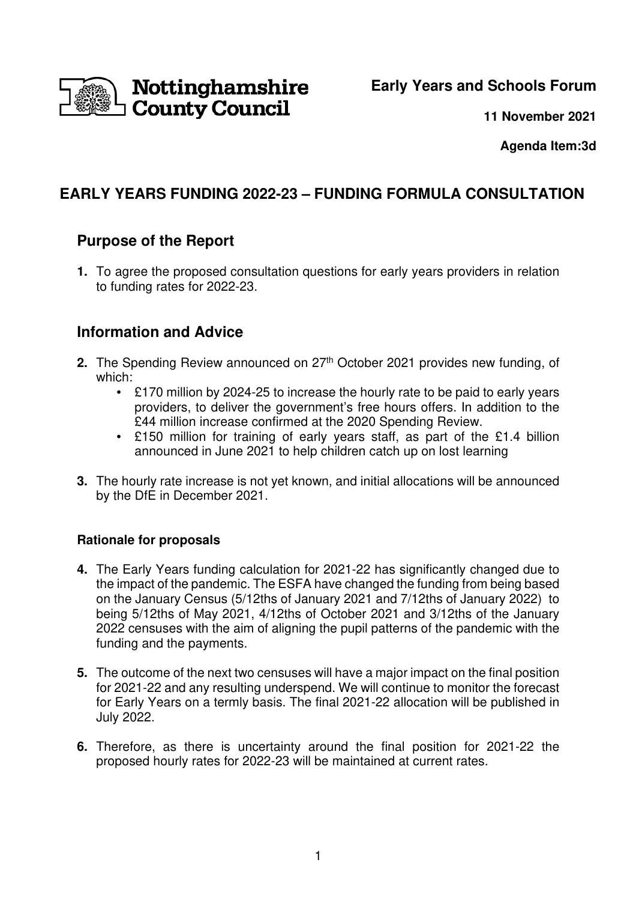Nottinghamshire County Council

**Early Years and Schools Forum**

**11 November 2021**

**Agenda Item:3d**

# EARLY YEARS FUNDING 2022-23 – FUNDING FORMULA CONSULTATION

## Purpose of the Report

**1.** To agree the proposed consultation questions for early years providers in relation to funding rates for 2022-23.

## Information and Advice

**2.** The Spending Review announced on 27th October 2021 provides new funding, of which:

- £170 million by 2024-25 to increase the hourly rate to be paid to early years providers, to deliver the government's free hours offers. In addition to the £44 million increase confirmed at the 2020 Spending Review.
- £150 million for training of early years staff, as part of the £1.4 billion announced in June 2021 to help children catch up on lost learning

**3.** The hourly rate increase is not yet known, and initial allocations will be announced by the DfE in December 2021.

### Rationale for proposals

**4.** The Early Years funding calculation for 2021-22 has significantly changed due to the impact of the pandemic. The ESFA have changed the funding from being based on the January Census (5/12ths of January 2021 and 7/12ths of January 2022) to being 5/12ths of May 2021, 4/12ths of October 2021 and 3/12ths of the January 2022 censuses with the aim of aligning the pupil patterns of the pandemic with the funding and the payments.

**5.** The outcome of the next two censuses will have a major impact on the final position for 2021-22 and any resulting underspend. We will continue to monitor the forecast for Early Years on a termly basis. The final 2021-22 allocation will be published in July 2022.

**6.** Therefore, as there is uncertainty around the final position for 2021-22 the proposed hourly rates for 2022-23 will be maintained at current rates.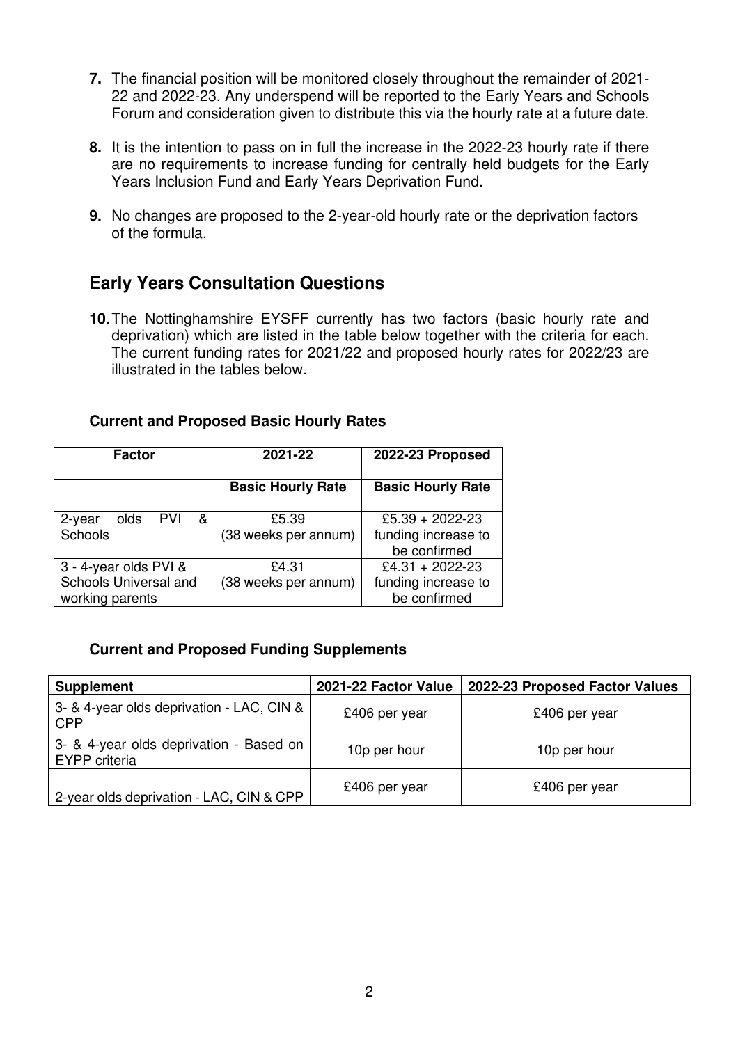7. The financial position will be monitored closely throughout the remainder of 2021-22 and 2022-23. Any underspend will be reported to the Early Years and Schools Forum and consideration given to distribute this via the hourly rate at a future date.

8. It is the intention to pass on in full the increase in the 2022-23 hourly rate if there are no requirements to increase funding for centrally held budgets for the Early Years Inclusion Fund and Early Years Deprivation Fund.

9. No changes are proposed to the 2-year-old hourly rate or the deprivation factors of the formula.

## Early Years Consultation Questions

10. The Nottinghamshire EYSFF currently has two factors (basic hourly rate and deprivation) which are listed in the table below together with the criteria for each. The current funding rates for 2021/22 and proposed hourly rates for 2022/23 are illustrated in the tables below.

**Current and Proposed Basic Hourly Rates**

| Factor | 2021-22 | 2022-23 Proposed |
|---|---|---|
| | **Basic Hourly Rate** | **Basic Hourly Rate** |
| 2-year olds PVI & Schools | £5.39 (38 weeks per annum) | £5.39 + 2022-23 funding increase to be confirmed |
| 3 - 4-year olds PVI & Schools Universal and working parents | £4.31 (38 weeks per annum) | £4.31 + 2022-23 funding increase to be confirmed |

**Current and Proposed Funding Supplements**

| Supplement | 2021-22 Factor Value | 2022-23 Proposed Factor Values |
|---|---|---|
| 3- & 4-year olds deprivation - LAC, CIN & CPP | £406 per year | £406 per year |
| 3- & 4-year olds deprivation - Based on EYPP criteria | 10p per hour | 10p per hour |
| 2-year olds deprivation - LAC, CIN & CPP | £406 per year | £406 per year |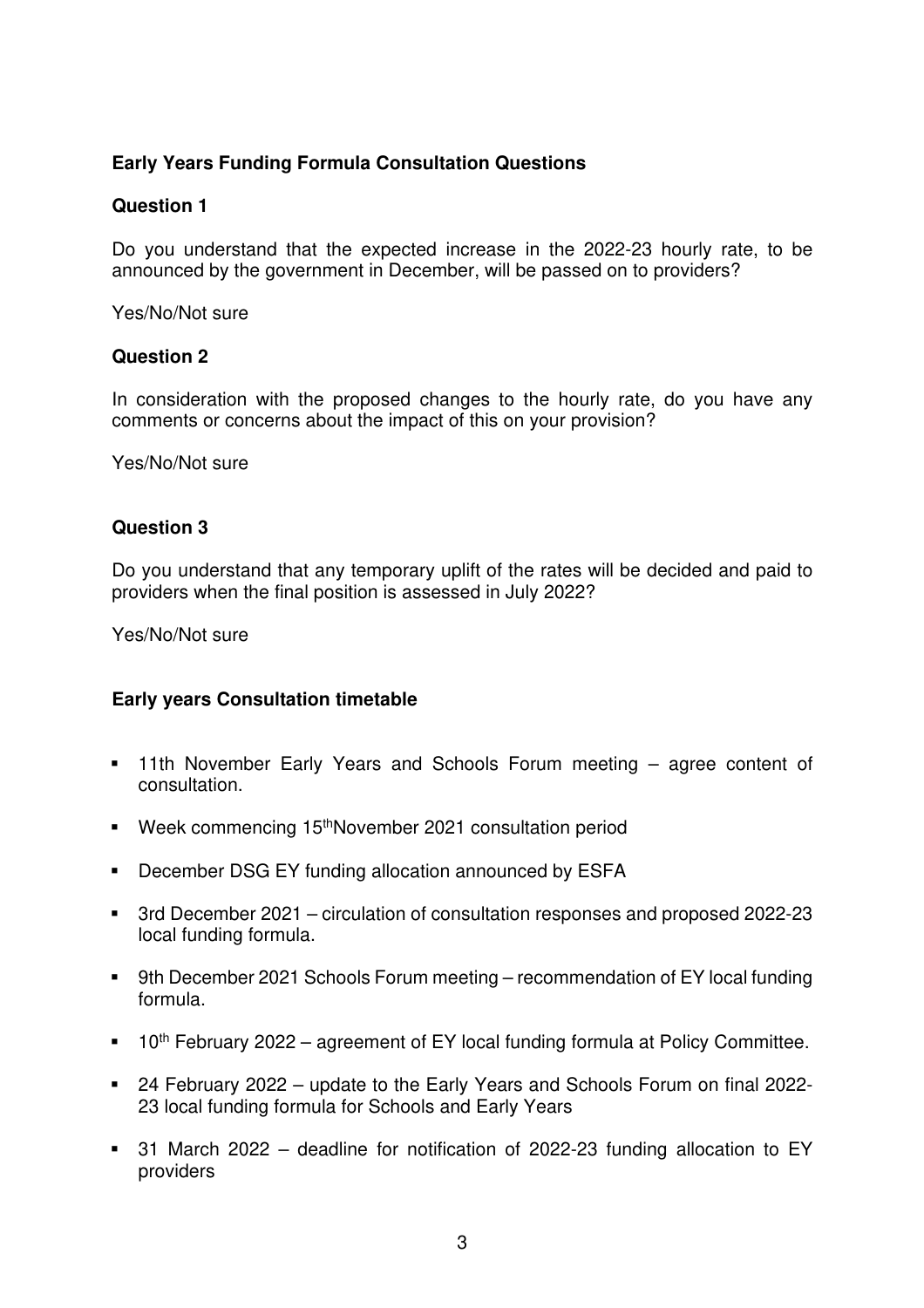## Early Years Funding Formula Consultation Questions

### Question 1

Do you understand that the expected increase in the 2022-23 hourly rate, to be announced by the government in December, will be passed on to providers?

Yes/No/Not sure

### Question 2

In consideration with the proposed changes to the hourly rate, do you have any comments or concerns about the impact of this on your provision?

Yes/No/Not sure

### Question 3

Do you understand that any temporary uplift of the rates will be decided and paid to providers when the final position is assessed in July 2022?

Yes/No/Not sure

## Early years Consultation timetable

- 11th November Early Years and Schools Forum meeting – agree content of consultation.
- Week commencing 15thNovember 2021 consultation period
- December DSG EY funding allocation announced by ESFA
- 3rd December 2021 – circulation of consultation responses and proposed 2022-23 local funding formula.
- 9th December 2021 Schools Forum meeting – recommendation of EY local funding formula.
- 10th February 2022 – agreement of EY local funding formula at Policy Committee.
- 24 February 2022 – update to the Early Years and Schools Forum on final 2022-23 local funding formula for Schools and Early Years
- 31 March 2022 – deadline for notification of 2022-23 funding allocation to EY providers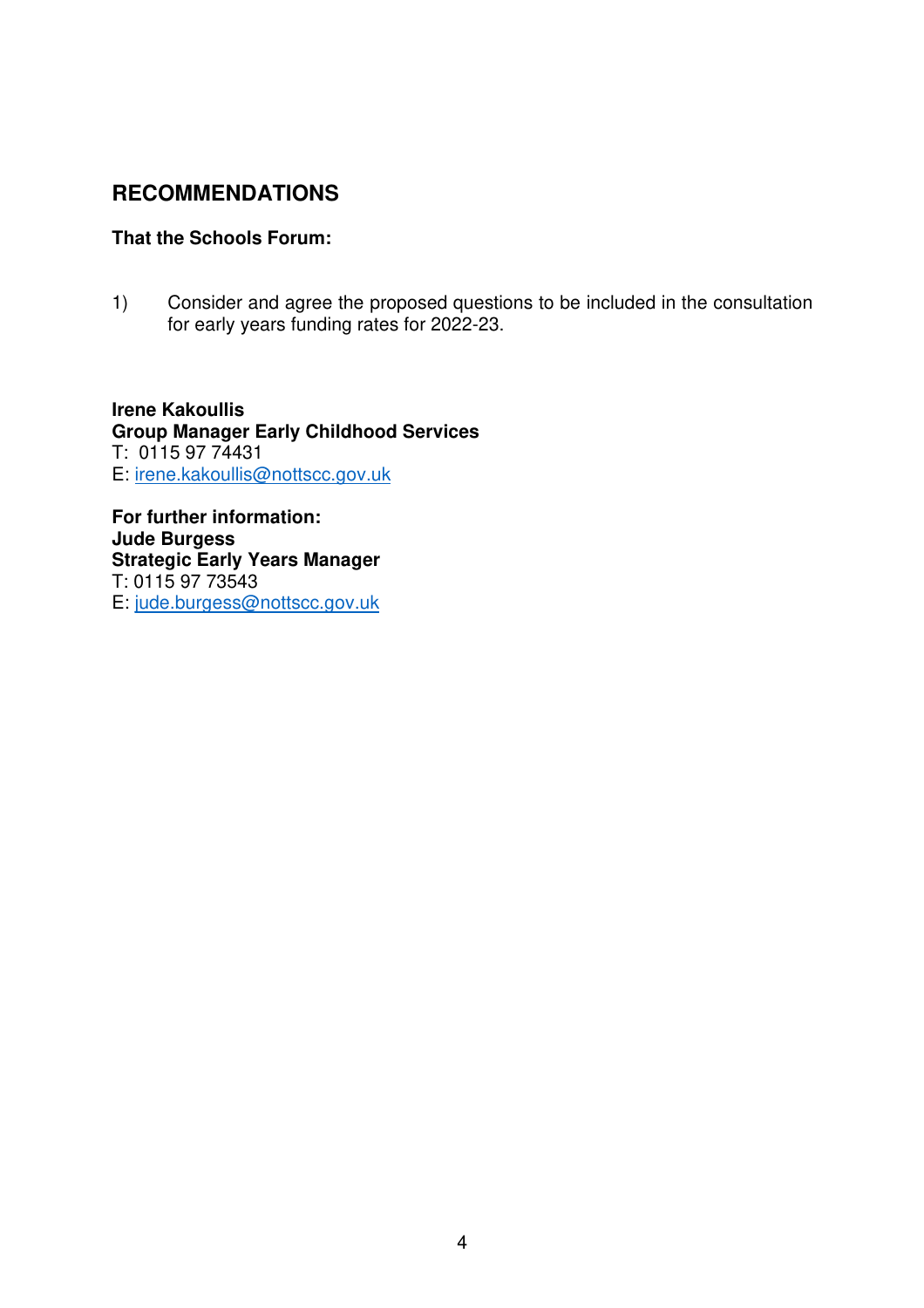## RECOMMENDATIONS

**That the Schools Forum:**

1) Consider and agree the proposed questions to be included in the consultation for early years funding rates for 2022-23.

**Irene Kakoullis**
**Group Manager Early Childhood Services**
T: 0115 97 74431
E: irene.kakoullis@nottscc.gov.uk

**For further information:**
**Jude Burgess**
**Strategic Early Years Manager**
T: 0115 97 73543
E: jude.burgess@nottscc.gov.uk